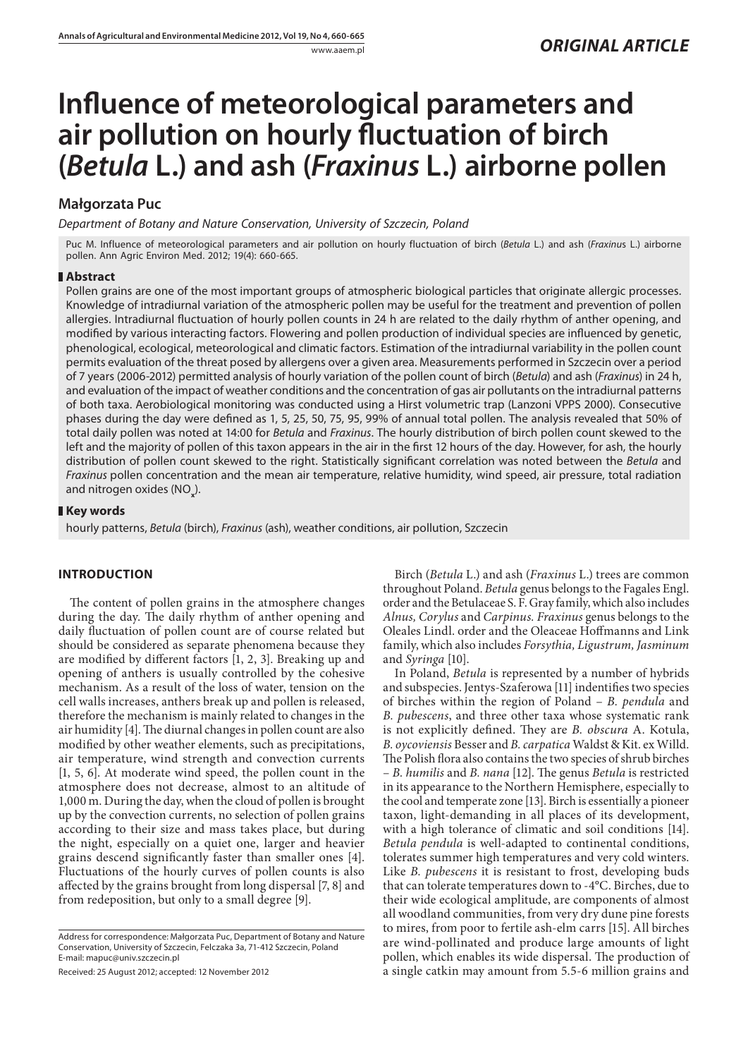*ORIGINAL ARTICLE*

# Influence of meteorological parameters and air pollution on hourly fluctuation of birch (*Betula* L.) and ash (*Fraxinus* L.) airborne pollen

## Małgorzata Puc

*Department of Botany and Nature Conservation, University of Szczecin, Poland*

Puc M. Influence of meteorological parameters and air pollution on hourly fluctuation of birch (*Betula* L.) and ash (*Fraxinus* L.) airborne pollen. Ann Agric Environ Med. 2012; 19(4): 660-665.

## Abstract

Pollen grains are one of the most important groups of atmospheric biological particles that originate allergic processes. Knowledge of intradiurnal variation of the atmospheric pollen may be useful for the treatment and prevention of pollen allergies. Intradiurnal fluctuation of hourly pollen counts in 24 h are related to the daily rhythm of anther opening, and modified by various interacting factors. Flowering and pollen production of individual species are influenced by genetic, phenological, ecological, meteorological and climatic factors. Estimation of the intradiurnal variability in the pollen count permits evaluation of the threat posed by allergens over a given area. Measurements performed in Szczecin over a period of 7 years (2006-2012) permitted analysis of hourly variation of the pollen count of birch (*Betula*) and ash (*Fraxinus*) in 24 h, and evaluation of the impact of weather conditions and the concentration of gas air pollutants on the intradiurnal patterns of both taxa. Aerobiological monitoring was conducted using a Hirst volumetric trap (Lanzoni VPPS 2000). Consecutive phases during the day were defined as 1, 5, 25, 50, 75, 95, 99% of annual total pollen. The analysis revealed that 50% of total daily pollen was noted at 14:00 for *Betula* and *Fraxinus*. The hourly distribution of birch pollen count skewed to the left and the majority of pollen of this taxon appears in the air in the first 12 hours of the day. However, for ash, the hourly distribution of pollen count skewed to the right. Statistically significant correlation was noted between the *Betula* and *Fraxinus* pollen concentration and the mean air temperature, relative humidity, wind speed, air pressure, total radiation and nitrogen oxides ($NO_x$).

## Key words

hourly patterns, *Betula* (birch), *Fraxinus* (ash), weather conditions, air pollution, Szczecin

## INTRODUCTION

The content of pollen grains in the atmosphere changes during the day. The daily rhythm of anther opening and daily fluctuation of pollen count are of course related but should be considered as separate phenomena because they are modified by different factors [1, 2, 3]. Breaking up and opening of anthers is usually controlled by the cohesive mechanism. As a result of the loss of water, tension on the cell walls increases, anthers break up and pollen is released, therefore the mechanism is mainly related to changes in the air humidity [4]. The diurnal changes in pollen count are also modified by other weather elements, such as precipitations, air temperature, wind strength and convection currents [1, 5, 6]. At moderate wind speed, the pollen count in the atmosphere does not decrease, almost to an altitude of 1,000 m. During the day, when the cloud of pollen is brought up by the convection currents, no selection of pollen grains according to their size and mass takes place, but during the night, especially on a quiet one, larger and heavier grains descend significantly faster than smaller ones [4]. Fluctuations of the hourly curves of pollen counts is also affected by the grains brought from long dispersal [7, 8] and from redeposition, but only to a small degree [9].

Address for correspondence: Małgorzata Puc, Department of Botany and Nature Conservation, University of Szczecin, Felczaka 3a, 71-412 Szczecin, Poland
E-mail: mapuc@univ.szczecin.pl

Received: 25 August 2012; accepted: 12 November 2012

Birch (*Betula* L.) and ash (*Fraxinus* L.) trees are common throughout Poland. *Betula* genus belongs to the Fagales Engl. order and the Betulaceae S. F. Gray family, which also includes *Alnus, Corylus* and *Carpinus. Fraxinus* genus belongs to the Oleales Lindl. order and the Oleaceae Hoffmanns and Link family, which also includes *Forsythia, Ligustrum, Jasminum* and *Syringa* [10].

In Poland, *Betula* is represented by a number of hybrids and subspecies. Jentys-Szaferowa [11] indentifies two species of birches within the region of Poland – *B. pendula* and *B. pubescens*, and three other taxa whose systematic rank is not explicitly defined. They are *B. obscura* A. Kotula, *B. oycoviensis* Besser and *B. carpatica* Waldst & Kit. ex Willd. The Polish flora also contains the two species of shrub birches – *B. humilis* and *B. nana* [12]. The genus *Betula* is restricted in its appearance to the Northern Hemisphere, especially to the cool and temperate zone [13]. Birch is essentially a pioneer taxon, light-demanding in all places of its development, with a high tolerance of climatic and soil conditions [14]. *Betula pendula* is well-adapted to continental conditions, tolerates summer high temperatures and very cold winters. Like *B. pubescens* it is resistant to frost, developing buds that can tolerate temperatures down to -4°C. Birches, due to their wide ecological amplitude, are components of almost all woodland communities, from very dry dune pine forests to mires, from poor to fertile ash-elm carrs [15]. All birches are wind-pollinated and produce large amounts of light pollen, which enables its wide dispersal. The production of a single catkin may amount from 5.5-6 million grains and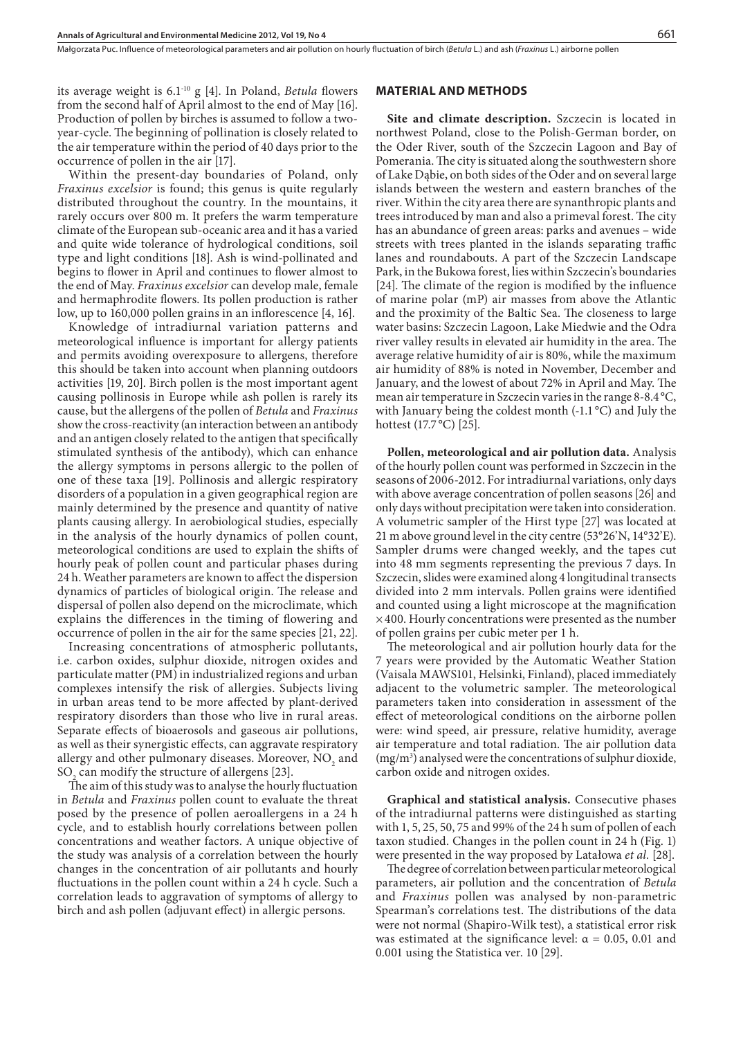its average weight is $6.1^{-10}$ g [4]. In Poland, *Betula* flowers from the second half of April almost to the end of May [16]. Production of pollen by birches is assumed to follow a two-year-cycle. The beginning of pollination is closely related to the air temperature within the period of 40 days prior to the occurrence of pollen in the air [17].

Within the present-day boundaries of Poland, only *Fraxinus excelsior* is found; this genus is quite regularly distributed throughout the country. In the mountains, it rarely occurs over 800 m. It prefers the warm temperature climate of the European sub-oceanic area and it has a varied and quite wide tolerance of hydrological conditions, soil type and light conditions [18]. Ash is wind-pollinated and begins to flower in April and continues to flower almost to the end of May. *Fraxinus excelsior* can develop male, female and hermaphrodite flowers. Its pollen production is rather low, up to 160,000 pollen grains in an inflorescence [4, 16].

Knowledge of intradiurnal variation patterns and meteorological influence is important for allergy patients and permits avoiding overexposure to allergens, therefore this should be taken into account when planning outdoors activities [19, 20]. Birch pollen is the most important agent causing pollinosis in Europe while ash pollen is rarely its cause, but the allergens of the pollen of *Betula* and *Fraxinus* show the cross-reactivity (an interaction between an antibody and an antigen closely related to the antigen that specifically stimulated synthesis of the antibody), which can enhance the allergy symptoms in persons allergic to the pollen of one of these taxa [19]. Pollinosis and allergic respiratory disorders of a population in a given geographical region are mainly determined by the presence and quantity of native plants causing allergy. In aerobiological studies, especially in the analysis of the hourly dynamics of pollen count, meteorological conditions are used to explain the shifts of hourly peak of pollen count and particular phases during 24 h. Weather parameters are known to affect the dispersion dynamics of particles of biological origin. The release and dispersal of pollen also depend on the microclimate, which explains the differences in the timing of flowering and occurrence of pollen in the air for the same species [21, 22].

Increasing concentrations of atmospheric pollutants, i.e. carbon oxides, sulphur dioxide, nitrogen oxides and particulate matter (PM) in industrialized regions and urban complexes intensify the risk of allergies. Subjects living in urban areas tend to be more affected by plant-derived respiratory disorders than those who live in rural areas. Separate effects of bioaerosols and gaseous air pollutions, as well as their synergistic effects, can aggravate respiratory allergy and other pulmonary diseases. Moreover, $NO_2$ and $SO_2$ can modify the structure of allergens [23].

The aim of this study was to analyse the hourly fluctuation in *Betula* and *Fraxinus* pollen count to evaluate the threat posed by the presence of pollen aeroallergens in a 24 h cycle, and to establish hourly correlations between pollen concentrations and weather factors. A unique objective of the study was analysis of a correlation between the hourly changes in the concentration of air pollutants and hourly fluctuations in the pollen count within a 24 h cycle. Such a correlation leads to aggravation of symptoms of allergy to birch and ash pollen (adjuvant effect) in allergic persons.

## MATERIAL AND METHODS

**Site and climate description.** Szczecin is located in northwest Poland, close to the Polish-German border, on the Oder River, south of the Szczecin Lagoon and Bay of Pomerania. The city is situated along the southwestern shore of Lake Dąbie, on both sides of the Oder and on several large islands between the western and eastern branches of the river. Within the city area there are synanthropic plants and trees introduced by man and also a primeval forest. The city has an abundance of green areas: parks and avenues – wide streets with trees planted in the islands separating traffic lanes and roundabouts. A part of the Szczecin Landscape Park, in the Bukowa forest, lies within Szczecin's boundaries [24]. The climate of the region is modified by the influence of marine polar (mP) air masses from above the Atlantic and the proximity of the Baltic Sea. The closeness to large water basins: Szczecin Lagoon, Lake Miedwie and the Odra river valley results in elevated air humidity in the area. The average relative humidity of air is 80%, while the maximum air humidity of 88% is noted in November, December and January, and the lowest of about 72% in April and May. The mean air temperature in Szczecin varies in the range 8-8.4 °C, with January being the coldest month (-1.1 °C) and July the hottest (17.7 °C) [25].

**Pollen, meteorological and air pollution data.** Analysis of the hourly pollen count was performed in Szczecin in the seasons of 2006-2012. For intradiurnal variations, only days with above average concentration of pollen seasons [26] and only days without precipitation were taken into consideration. A volumetric sampler of the Hirst type [27] was located at 21 m above ground level in the city centre (53°26'N, 14°32'E). Sampler drums were changed weekly, and the tapes cut into 48 mm segments representing the previous 7 days. In Szczecin, slides were examined along 4 longitudinal transects divided into 2 mm intervals. Pollen grains were identified and counted using a light microscope at the magnification ×400. Hourly concentrations were presented as the number of pollen grains per cubic meter per 1 h.

The meteorological and air pollution hourly data for the 7 years were provided by the Automatic Weather Station (Vaisala MAWS101, Helsinki, Finland), placed immediately adjacent to the volumetric sampler. The meteorological parameters taken into consideration in assessment of the effect of meteorological conditions on the airborne pollen were: wind speed, air pressure, relative humidity, average air temperature and total radiation. The air pollution data ($mg/m^3$) analysed were the concentrations of sulphur dioxide, carbon oxide and nitrogen oxides.

**Graphical and statistical analysis.** Consecutive phases of the intradiurnal patterns were distinguished as starting with 1, 5, 25, 50, 75 and 99% of the 24 h sum of pollen of each taxon studied. Changes in the pollen count in 24 h (Fig. 1) were presented in the way proposed by Latałowa *et al.* [28].

The degree of correlation between particular meteorological parameters, air pollution and the concentration of *Betula* and *Fraxinus* pollen was analysed by non-parametric Spearman's correlations test. The distributions of the data were not normal (Shapiro-Wilk test), a statistical error risk was estimated at the significance level: $\alpha = 0.05$, 0.01 and 0.001 using the Statistica ver. 10 [29].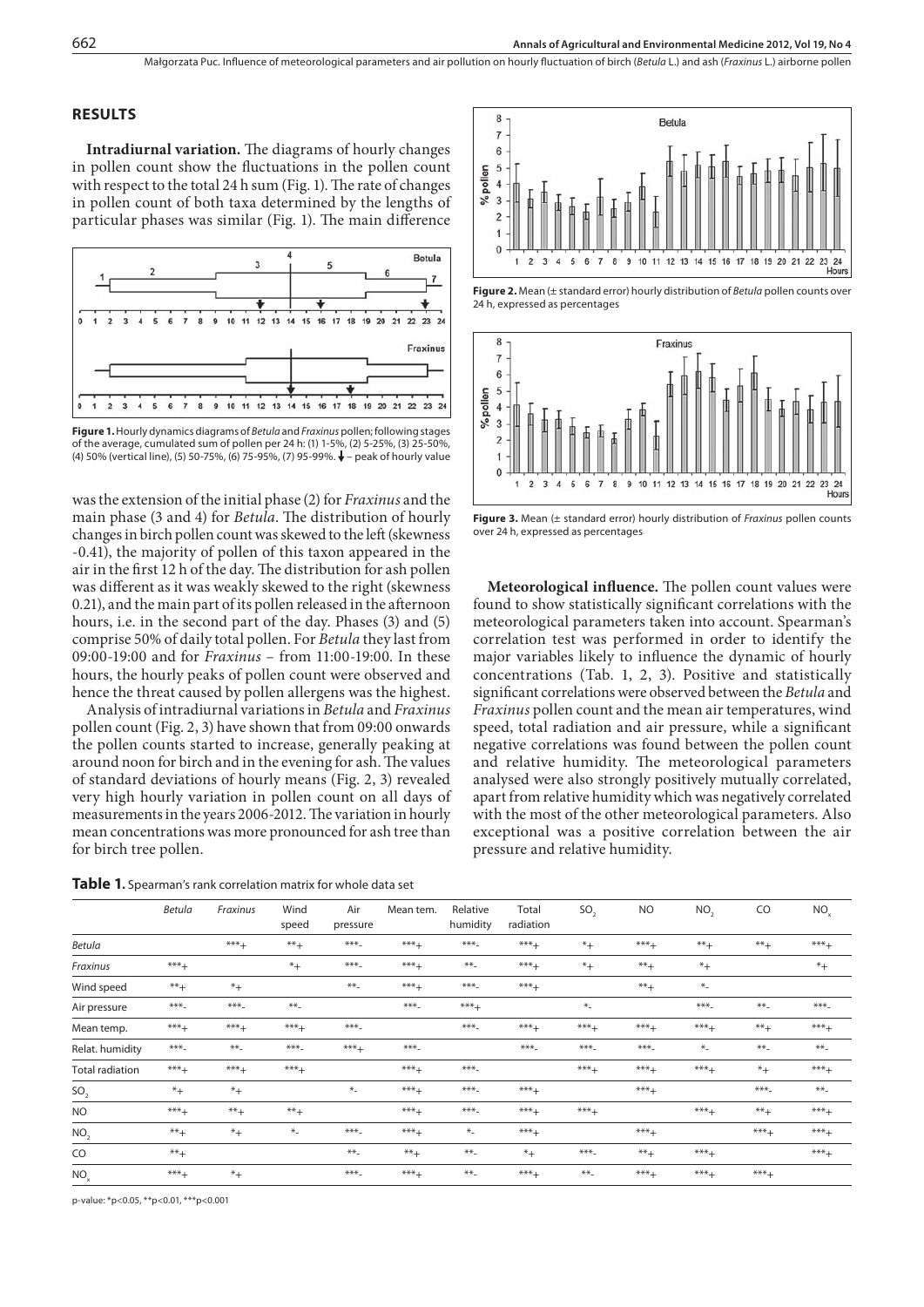## RESULTS

**Intradiurnal variation.** The diagrams of hourly changes in pollen count show the fluctuations in the pollen count with respect to the total 24 h sum (Fig. 1). The rate of changes in pollen count of both taxa determined by the lengths of particular phases was similar (Fig. 1). The main difference was the extension of the initial phase (2) for *Fraxinus* and the main phase (3 and 4) for *Betula*. The distribution of hourly changes in birch pollen count was skewed to the left (skewness -0.41), the majority of pollen of this taxon appeared in the air in the first 12 h of the day. The distribution for ash pollen was different as it was weakly skewed to the right (skewness 0.21), and the main part of its pollen released in the afternoon hours, i.e. in the second part of the day. Phases (3) and (5) comprise 50% of daily total pollen. For *Betula* they last from 09:00-19:00 and for *Fraxinus* – from 11:00-19:00. In these hours, the hourly peaks of pollen count were observed and hence the threat caused by pollen allergens was the highest.

**Figure 1.** Hourly dynamics diagrams of *Betula* and *Fraxinus* pollen; following stages of the average, cumulated sum of pollen per 24 h: (1) 1-5%, (2) 5-25%, (3) 25-50%, (4) 50% (vertical line), (5) 50-75%, (6) 75-95%, (7) 95-99%. ↓ – peak of hourly value

Analysis of intradiurnal variations in *Betula* and *Fraxinus* pollen count (Fig. 2, 3) have shown that from 09:00 onwards the pollen counts started to increase, generally peaking at around noon for birch and in the evening for ash. The values of standard deviations of hourly means (Fig. 2, 3) revealed very high hourly variation in pollen count on all days of measurements in the years 2006-2012. The variation in hourly mean concentrations was more pronounced for ash tree than for birch tree pollen.

**Figure 2.** Mean (± standard error) hourly distribution of *Betula* pollen counts over 24 h, expressed as percentages

**Figure 3.** Mean (± standard error) hourly distribution of *Fraxinus* pollen counts over 24 h, expressed as percentages

**Meteorological influence.** The pollen count values were found to show statistically significant correlations with the meteorological parameters taken into account. Spearman's correlation test was performed in order to identify the major variables likely to influence the dynamic of hourly concentrations (Tab. 1, 2, 3). Positive and statistically significant correlations were observed between the *Betula* and *Fraxinus* pollen count and the mean air temperatures, wind speed, total radiation and air pressure, while a significant negative correlations was found between the pollen count and relative humidity. The meteorological parameters analysed were also strongly positively mutually correlated, apart from relative humidity which was negatively correlated with the most of the other meteorological parameters. Also exceptional was a positive correlation between the air pressure and relative humidity.

**Table 1.** Spearman's rank correlation matrix for whole data set

| | *Betula* | *Fraxinus* | Wind speed | Air pressure | Mean tem. | Relative humidity | Total radiation | $SO_2$ | NO | $NO_2$ | CO | $NO_x$ |
|---|---|---|---|---|---|---|---|---|---|---|---|---|
| *Betula* | | ***+ | **+ | ***- | ***+ | ***- | ***+ | *+ | ***+ | **+ | **+ | ***+ |
| *Fraxinus* | ***+ | | *+ | ***- | ***+ | **- | ***+ | *+ | **+ | *+ | | *+ |
| Wind speed | **+ | *+ | | **- | ***+ | ***- | ***+ | | **+ | *- | | |
| Air pressure | ***- | ***- | **- | | ***- | ***+ | | *- | | ***- | **- | ***- |
| Mean temp. | ***+ | ***+ | ***+ | ***- | | ***- | ***+ | ***+ | ***+ | ***+ | **+ | ***+ |
| Relat. humidity | ***- | **- | ***- | ***+ | ***- | | ***- | ***- | ***- | *- | **- | **- |
| Total radiation | ***+ | ***+ | ***+ | | ***+ | ***- | | ***+ | ***+ | ***+ | *+ | ***+ |
| $SO_2$ | *+ | *+ | | *- | ***+ | ***- | ***+ | | ***+ | | ***- | **- |
| NO | ***+ | **+ | **+ | | ***+ | ***- | ***+ | ***+ | | ***+ | **+ | ***+ |
| $NO_2$ | **+ | *+ | *- | ***- | ***+ | *- | ***+ | | ***+ | | ***+ | ***+ |
| CO | **+ | | | **- | **+ | **- | *+ | ***- | **+ | ***+ | | ***+ |
| $NO_x$ | ***+ | *+ | | ***- | ***+ | **- | ***+ | **- | ***+ | ***+ | ***+ | |

p-value: *p<0.05, **p<0.01, ***p<0.001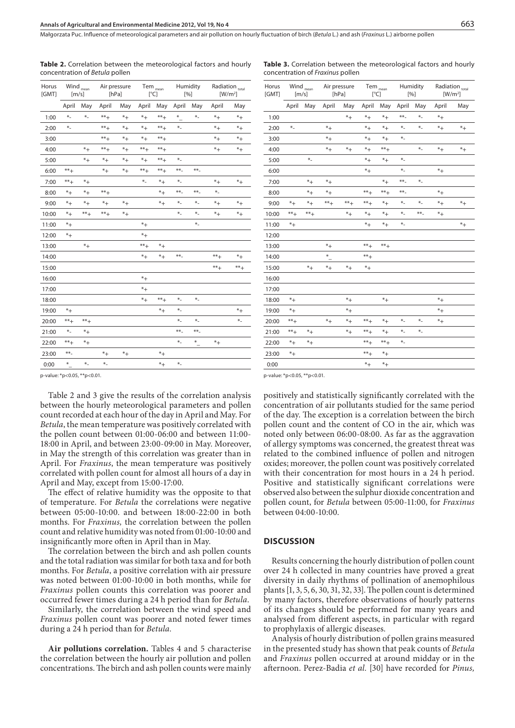**Table 2.** Correlation between the meteorological factors and hourly concentration of *Betula* pollen

| Horus [GMT] | Wind $_{mean}$ [m/s] | | Air pressure [hPa] | | Tem $_{mean}$ [°C] | | Humidity [%] | | Radiation $_{total}$ [W/m²] | |
|---|---|---|---|---|---|---|---|---|---|---|
| | April | May | April | May | April | May | April | May | April | May |
| 1:00 | *- | *- | **+ | *+ | *+ | **+ | *_ | *- | *+ | *+ |
| 2:00 | *- | | **+ | *+ | *+ | **+ | *- | | *+ | *+ |
| 3:00 | | | **+ | *+ | *+ | **+ | | | *+ | *+ |
| 4:00 | | *+ | **+ | *+ | **+ | **+ | | | *+ | *+ |
| 5:00 | | *+ | *+ | *+ | *+ | **+ | *- | | | |
| 6:00 | **+ | | *+ | *+ | **+ | **+ | **- | **- | | |
| 7:00 | **+ | *+ | | | *- | *+ | *- | | *+ | *+ |
| 8:00 | *+ | *+ | **+ | | | *+ | **- | **- | *- | |
| 9:00 | *+ | *+ | *+ | *+ | | *+ | *- | *- | *+ | *+ |
| 10:00 | *+ | **+ | **+ | *+ | | | *- | *- | *+ | *+ |
| 11:00 | *+ | | | | *+ | | | *- | | |
| 12:00 | *+ | | | | *+ | | | | | |
| 13:00 | | *+ | | | **+ | *+ | | | | |
| 14:00 | | | | | *+ | *+ | **- | | **+ | *+ |
| 15:00 | | | | | | | | | **+ | **+ |
| 16:00 | | | | | *+ | | | | | |
| 17:00 | | | | | *+ | | | | | |
| 18:00 | | | | | *+ | **+ | *- | *- | | |
| 19:00 | *+ | | | | | *+ | *- | | | *+ |
| 20:00 | **+ | **+ | | | | | *- | *- | | *- |
| 21:00 | *- | *+ | | | | | **- | **- | | |
| 22:00 | **+ | *+ | | | | | *- | *_ | *+ | |
| 23:00 | **- | | *+ | *+ | | *+ | | | | |
| 0:00 | *_ | *- | *- | | | *+ | *- | | | |

p-value: *p<0.05, **p<0.01.

**Table 3.** Correlation between the meteorological factors and hourly concentration of *Fraxinus* pollen

| Horus [GMT] | Wind $_{mean}$ [m/s] | | Air pressure [hPa] | | Tem $_{mean}$ [°C] | | Humidity [%] | | Radiation $_{total}$ [W/m²] | |
|---|---|---|---|---|---|---|---|---|---|---|
| | April | May | April | May | April | May | April | May | April | May |
| 1:00 | | | | *+ | *+ | *+ | **- | *- | *+ | |
| 2:00 | *- | | *+ | | *+ | *+ | *- | *- | *+ | *+ |
| 3:00 | | | *+ | | *+ | *+ | *- | | | |
| 4:00 | | | *+ | *+ | *+ | **+ | | *- | *+ | *+ |
| 5:00 | | *- | | | *+ | *+ | *- | | | |
| 6:00 | | | | | *+ | | *- | | *+ | |
| 7:00 | | *+ | *+ | | | *+ | **- | *- | | |
| 8:00 | | *+ | *+ | | **+ | **+ | **- | | *+ | |
| 9:00 | *+ | *+ | **+ | **+ | **+ | *+ | *- | *- | *+ | *+ |
| 10:00 | **+ | **+ | | *+ | *+ | *+ | *- | **- | *+ | |
| 11:00 | *+ | | | | *+ | *+ | *- | | | *+ |
| 12:00 | | | | | | | | | | |
| 13:00 | | | *+ | | **+ | **+ | | | | |
| 14:00 | | | *_ | | **+ | | | | | |
| 15:00 | | *+ | *+ | *+ | *+ | | | | | |
| 16:00 | | | | | | | | | | |
| 17:00 | | | | | | | | | | |
| 18:00 | *+ | | | *+ | | *+ | | | *+ | |
| 19:00 | *+ | | | *+ | | | | | *+ | |
| 20:00 | **+ | | *+ | *+ | **+ | *+ | *- | *- | *+ | |
| 21:00 | **+ | *+ | | *+ | **+ | *+ | *- | *- | | |
| 22:00 | *+ | *+ | | | **+ | **+ | *- | | | |
| 23:00 | *+ | | | | **+ | *+ | | | | |
| 0:00 | | | | | *+ | *+ | | | | |

p-value: *p<0.05, **p<0.01.

Table 2 and 3 give the results of the correlation analysis between the hourly meteorological parameters and pollen count recorded at each hour of the day in April and May. For *Betula*, the mean temperature was positively correlated with the pollen count between 01:00-06:00 and between 11:00-18:00 in April, and between 23:00-09:00 in May. Moreover, in May the strength of this correlation was greater than in April. For *Fraxinus*, the mean temperature was positively correlated with pollen count for almost all hours of a day in April and May, except from 15:00-17:00.

The effect of relative humidity was the opposite to that of temperature. For *Betula* the correlations were negative between 05:00-10:00. and between 18:00-22:00 in both months. For *Fraxinus,* the correlation between the pollen count and relative humidity was noted from 01:00-10:00 and insignificantly more often in April than in May.

The correlation between the birch and ash pollen counts and the total radiation was similar for both taxa and for both months. For *Betula*, a positive correlation with air pressure was noted between 01:00-10:00 in both months, while for *Fraxinus* pollen counts this correlation was poorer and occurred fewer times during a 24 h period than for *Betula*.

Similarly, the correlation between the wind speed and *Fraxinus* pollen count was poorer and noted fewer times during a 24 h period than for *Betula*.

**Air pollutions correlation.** Tables 4 and 5 characterise the correlation between the hourly air pollution and pollen concentrations. The birch and ash pollen counts were mainly positively and statistically significantly correlated with the concentration of air pollutants studied for the same period of the day. The exception is a correlation between the birch pollen count and the content of CO in the air, which was noted only between 06:00-08:00. As far as the aggravation of allergy symptoms was concerned, the greatest threat was related to the combined influence of pollen and nitrogen oxides; moreover, the pollen count was positively correlated with their concentration for most hours in a 24 h period. Positive and statistically significant correlations were observed also between the sulphur dioxide concentration and pollen count, for *Betula* between 05:00-11:00, for *Fraxinus* between 04:00-10:00.

## DISCUSSION

Results concerning the hourly distribution of pollen count over 24 h collected in many countries have proved a great diversity in daily rhythms of pollination of anemophilous plants [1, 3, 5, 6, 30, 31, 32, 33]. The pollen count is determined by many factors, therefore observations of hourly patterns of its changes should be performed for many years and analysed from different aspects, in particular with regard to prophylaxis of allergic diseases.

Analysis of hourly distribution of pollen grains measured in the presented study has shown that peak counts of *Betula* and *Fraxinus* pollen occurred at around midday or in the afternoon. Perez-Badia *et al.* [30] have recorded for *Pinus,*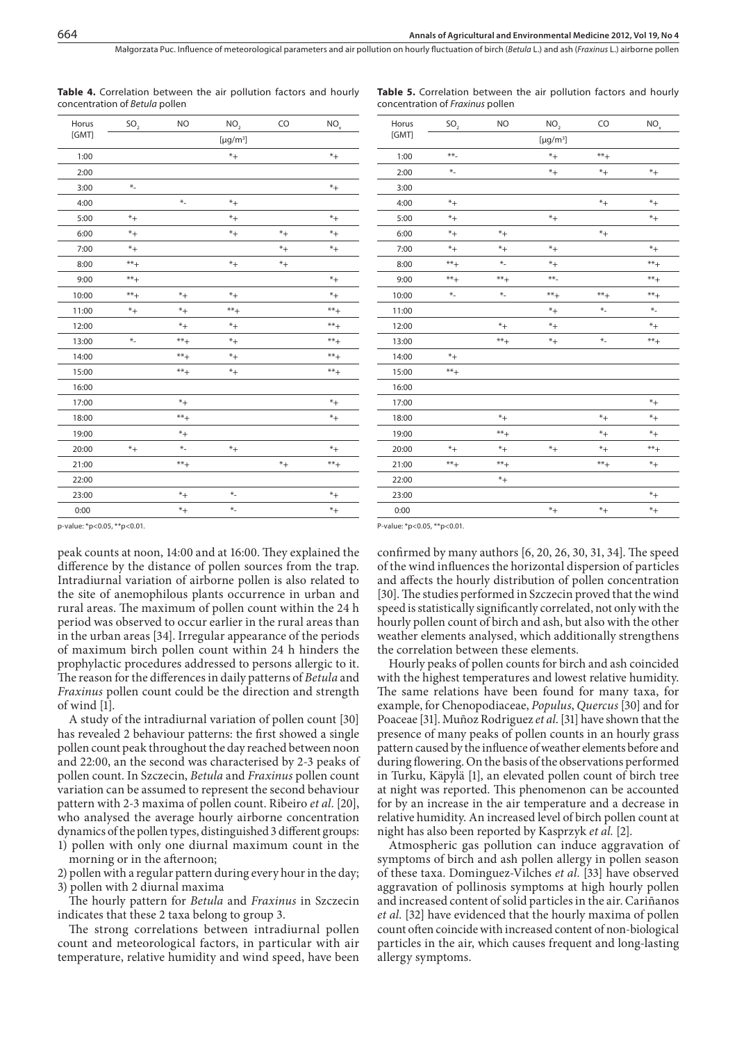**Table 4.** Correlation between the air pollution factors and hourly concentration of *Betula* pollen

| Horus [GMT] | $SO_2$ | NO | $NO_2$ | CO | $NO_x$ |
|---|---|---|---|---|---|
| | | | [$\mu g/m^3$] | | |
| 1:00 | | | *+ | | *+ |
| 2:00 | | | | | |
| 3:00 | *- | | | | *+ |
| 4:00 | | *- | *+ | | |
| 5:00 | *+ | | *+ | | *+ |
| 6:00 | *+ | | *+ | *+ | *+ |
| 7:00 | *+ | | | *+ | *+ |
| 8:00 | **+ | | *+ | *+ | |
| 9:00 | **+ | | | | *+ |
| 10:00 | **+ | *+ | *+ | | *+ |
| 11:00 | *+ | *+ | **+ | | **+ |
| 12:00 | | *+ | *+ | | **+ |
| 13:00 | *- | **+ | *+ | | **+ |
| 14:00 | | **+ | *+ | | **+ |
| 15:00 | | **+ | *+ | | **+ |
| 16:00 | | | | | |
| 17:00 | | *+ | | | *+ |
| 18:00 | | **+ | | | *+ |
| 19:00 | | *+ | | | |
| 20:00 | *+ | *- | *+ | | *+ |
| 21:00 | | **+ | | *+ | **+ |
| 22:00 | | | | | |
| 23:00 | | *+ | *- | | *+ |
| 0:00 | | *+ | *- | | *+ |

p-value: $^*p<0.05$, $^{**}p<0.01$.

**Table 5.** Correlation between the air pollution factors and hourly concentration of *Fraxinus* pollen

| Horus [GMT] | $SO_2$ | NO | $NO_2$ | CO | $NO_x$ |
|---|---|---|---|---|---|
| | | | [$\mu g/m^3$] | | |
| 1:00 | **- | | *+ | **+ | |
| 2:00 | *- | | *+ | *+ | *+ |
| 3:00 | | | | | |
| 4:00 | *+ | | | *+ | *+ |
| 5:00 | *+ | | *+ | | *+ |
| 6:00 | *+ | *+ | | *+ | |
| 7:00 | *+ | *+ | *+ | | *+ |
| 8:00 | **+ | *- | *+ | | **+ |
| 9:00 | **+ | **+ | **- | | **+ |
| 10:00 | *- | *- | **+ | **+ | **+ |
| 11:00 | | | *+ | *- | *- |
| 12:00 | | *+ | *+ | | *+ |
| 13:00 | | **+ | *+ | *- | **+ |
| 14:00 | *+ | | | | |
| 15:00 | **+ | | | | |
| 16:00 | | | | | |
| 17:00 | | | | | *+ |
| 18:00 | | *+ | | *+ | *+ |
| 19:00 | | **+ | | *+ | *+ |
| 20:00 | *+ | *+ | *+ | *+ | **+ |
| 21:00 | **+ | **+ | | **+ | *+ |
| 22:00 | | *+ | | | |
| 23:00 | | | | | *+ |
| 0:00 | | | *+ | *+ | *+ |

P-value: $^*p<0.05$, $^{**}p<0.01$.

peak counts at noon, 14:00 and at 16:00. They explained the difference by the distance of pollen sources from the trap. Intradiurnal variation of airborne pollen is also related to the site of anemophilous plants occurrence in urban and rural areas. The maximum of pollen count within the 24 h period was observed to occur earlier in the rural areas than in the urban areas [34]. Irregular appearance of the periods of maximum birch pollen count within 24 h hinders the prophylactic procedures addressed to persons allergic to it. The reason for the differences in daily patterns of *Betula* and *Fraxinus* pollen count could be the direction and strength of wind [1].

A study of the intradiurnal variation of pollen count [30] has revealed 2 behaviour patterns: the first showed a single pollen count peak throughout the day reached between noon and 22:00, an the second was characterised by 2-3 peaks of pollen count. In Szczecin, *Betula* and *Fraxinus* pollen count variation can be assumed to represent the second behaviour pattern with 2-3 maxima of pollen count. Ribeiro *et al.* [20], who analysed the average hourly airborne concentration dynamics of the pollen types, distinguished 3 different groups:

1) pollen with only one diurnal maximum count in the morning or in the afternoon;
2) pollen with a regular pattern during every hour in the day;
3) pollen with 2 diurnal maxima

The hourly pattern for *Betula* and *Fraxinus* in Szczecin indicates that these 2 taxa belong to group 3.

The strong correlations between intradiurnal pollen count and meteorological factors, in particular with air temperature, relative humidity and wind speed, have been confirmed by many authors [6, 20, 26, 30, 31, 34]. The speed of the wind influences the horizontal dispersion of particles and affects the hourly distribution of pollen concentration [30]. The studies performed in Szczecin proved that the wind speed is statistically significantly correlated, not only with the hourly pollen count of birch and ash, but also with the other weather elements analysed, which additionally strengthens the correlation between these elements.

Hourly peaks of pollen counts for birch and ash coincided with the highest temperatures and lowest relative humidity. The same relations have been found for many taxa, for example, for Chenopodiaceae, *Populus*, *Quercus* [30] and for Poaceae [31]. Muñoz Rodriguez *et al.* [31] have shown that the presence of many peaks of pollen counts in an hourly grass pattern caused by the influence of weather elements before and during flowering. On the basis of the observations performed in Turku, Käpylä [1], an elevated pollen count of birch tree at night was reported. This phenomenon can be accounted for by an increase in the air temperature and a decrease in relative humidity. An increased level of birch pollen count at night has also been reported by Kasprzyk *et al.* [2].

Atmospheric gas pollution can induce aggravation of symptoms of birch and ash pollen allergy in pollen season of these taxa. Dominguez-Vilches *et al.* [33] have observed aggravation of pollinosis symptoms at high hourly pollen and increased content of solid particles in the air. Cariñanos *et al.* [32] have evidenced that the hourly maxima of pollen count often coincide with increased content of non-biological particles in the air, which causes frequent and long-lasting allergy symptoms.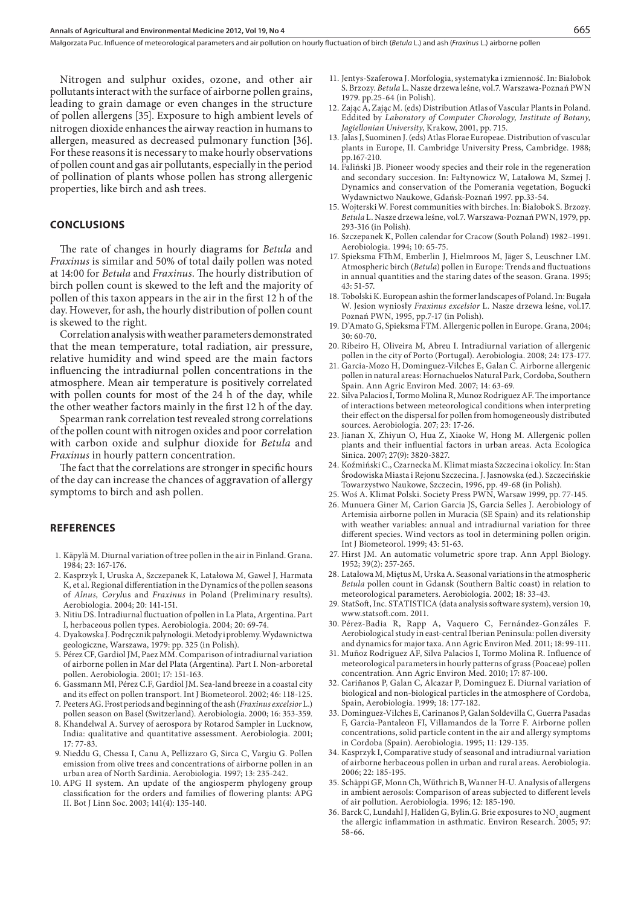Nitrogen and sulphur oxides, ozone, and other air pollutants interact with the surface of airborne pollen grains, leading to grain damage or even changes in the structure of pollen allergens [35]. Exposure to high ambient levels of nitrogen dioxide enhances the airway reaction in humans to allergen, measured as decreased pulmonary function [36]. For these reasons it is necessary to make hourly observations of pollen count and gas air pollutants, especially in the period of pollination of plants whose pollen has strong allergenic properties, like birch and ash trees.

## CONCLUSIONS

The rate of changes in hourly diagrams for *Betula* and *Fraxinus* is similar and 50% of total daily pollen was noted at 14:00 for *Betula* and *Fraxinus*. The hourly distribution of birch pollen count is skewed to the left and the majority of pollen of this taxon appears in the air in the first 12 h of the day. However, for ash, the hourly distribution of pollen count is skewed to the right.

Correlation analysis with weather parameters demonstrated that the mean temperature, total radiation, air pressure, relative humidity and wind speed are the main factors influencing the intradiurnal pollen concentrations in the atmosphere. Mean air temperature is positively correlated with pollen counts for most of the 24 h of the day, while the other weather factors mainly in the first 12 h of the day.

Spearman rank correlation test revealed strong correlations of the pollen count with nitrogen oxides and poor correlation with carbon oxide and sulphur dioxide for *Betula* and *Fraxinus* in hourly pattern concentration.

The fact that the correlations are stronger in specific hours of the day can increase the chances of aggravation of allergy symptoms to birch and ash pollen.

## REFERENCES

1. Käpylä M. Diurnal variation of tree pollen in the air in Finland. Grana. 1984; 23: 167-176.
2. Kasprzyk I, Uruska A, Szczepanek K, Latałowa M, Gaweł J, Harmata K, et al. Regional differentiation in the Dynamics of the pollen seasons of *Alnus, Coryl*us and *Fraxinus* in Poland (Preliminary results). Aerobiologia. 2004; 20: 141-151.
3. Nitiu DS. Intradiurnal fluctuation of pollen in La Plata, Argentina. Part I, herbaceous pollen types. Aerobiologia. 2004; 20: 69-74.
4. Dyakowska J. Podręcznik palynologii. Metody i problemy. Wydawnictwa geologiczne, Warszawa, 1979: pp. 325 (in Polish).
5. Pérez CF, Gardiol JM, Paez MM. Comparison of intradiurnal variation of airborne pollen in Mar del Plata (Argentina). Part I. Non-arboretal pollen. Aerobiologia. 2001; 17: 151-163.
6. Gassmann MI, Pérez C.F, Gardiol JM. Sea-land breeze in a coastal city and its effect on pollen transport. Int J Biometeorol. 2002; 46: 118-125.
7. Peeters AG. Frost periods and beginning of the ash (*Fraxinus excelsior* L.) pollen season on Basel (Switzerland). Aerobiologia. 2000; 16: 353-359.
8. Khandelwal A. Survey of aerospora by Rotarod Sampler in Lucknow, India: qualitative and quantitative assessment. Aerobiologia. 2001; 17: 77-83.
9. Nieddu G, Chessa I, Canu A, Pellizzaro G, Sirca C, Vargiu G. Pollen emission from olive trees and concentrations of airborne pollen in an urban area of North Sardinia. Aerobiologia. 1997; 13: 235-242.
10. APG II system. An update of the angiosperm phylogeny group classification for the orders and families of flowering plants: APG II. Bot J Linn Soc. 2003; 141(4): 135-140.
11. Jentys-Szaferowa J. Morfologia, systematyka i zmienność. In: Białobok S. Brzozy. *Betula* L. Nasze drzewa leśne, vol.7. Warszawa-Poznań PWN 1979. pp.25-64 (in Polish).
12. Zając A, Zając M. (eds) Distribution Atlas of Vascular Plants in Poland. Eddited by *Laboratory of Computer Chorology, Institute of Botany, Jagiellonian University*, Krakow, 2001, pp. 715.
13. Jalas J, Suominen J. (eds) Atlas Florae Europeae. Distribution of vascular plants in Europe, II. Cambridge University Press, Cambridge. 1988; pp.167-210.
14. Faliński JB. Pioneer woody species and their role in the regeneration and secondary succesion. In: Fałtynowicz W, Latałowa M, Szmej J. Dynamics and conservation of the Pomerania vegetation, Bogucki Wydawnictwo Naukowe, Gdańsk-Poznań 1997. pp.33-54.
15. Wojterski W. Forest communities with birches. In: Białobok S. Brzozy. *Betula* L. Nasze drzewa leśne, vol.7. Warszawa-Poznań PWN, 1979, pp. 293-316 (in Polish).
16. Szczepanek K, Pollen calendar for Cracow (South Poland) 1982–1991. Aerobiologia. 1994; 10: 65-75.
17. Spieksma FThM, Emberlin J, Hielmroos M, Jäger S, Leuschner LM. Atmospheric birch (*Betula*) pollen in Europe: Trends and fluctuations in annual quantities and the staring dates of the season. Grana. 1995; 43: 51-57.
18. Tobolski K. European ashin the former landscapes of Poland. In: Bugała W. Jesion wyniosły *Fraxinus excelsior* L. Nasze drzewa leśne, vol.17. Poznań PWN, 1995, pp.7-17 (in Polish).
19. D'Amato G, Spieksma FTM. Allergenic pollen in Europe. Grana, 2004; 30: 60-70.
20. Ribeiro H, Oliveira M, Abreu I. Intradiurnal variation of allergenic pollen in the city of Porto (Portugal). Aerobiologia. 2008; 24: 173-177.
21. Garcia-Mozo H, Dominguez-Vilches E, Galan C. Airborne allergenic pollen in natural areas: Hornachuelos Natural Park, Cordoba, Southern Spain. Ann Agric Environ Med. 2007; 14: 63-69.
22. Silva Palacios I, Tormo Molina R, Munoz Rodriguez AF. The importance of interactions between meteorological conditions when interpreting their effect on the dispersal for pollen from homogeneously distributed sources. Aerobiologia. 207; 23: 17-26.
23. Jianan X, Zhiyun O, Hua Z, Xiaoke W, Hong M. Allergenic pollen plants and their influential factors in urban areas. Acta Ecologica Sinica. 2007; 27(9): 3820-3827.
24. Koźmiński C., Czarnecka M. Klimat miasta Szczecina i okolicy. In: Stan Środowiska Miasta i Rejonu Szczecina. J. Jasnowska (ed.). Szczecińskie Towarzystwo Naukowe, Szczecin, 1996, pp. 49-68 (in Polish).
25. Woś A. Klimat Polski. Society Press PWN, Warsaw 1999, pp. 77-145.
26. Munuera Giner M, Carion Garcia JS, Garcia Selles J. Aerobiology of Artemisia airborne pollen in Muracia (SE Spain) and its relationship with weather variables: annual and intradiurnal variation for three different species. Wind vectors as tool in determining pollen origin. Int J Biometeorol. 1999; 43: 51-63.
27. Hirst JM. An automatic volumetric spore trap. Ann Appl Biology. 1952; 39(2): 257-265.
28. Latałowa M, Miętus M, Urska A. Seasonal variations in the atmospheric *Betula* pollen count in Gdansk (Southern Baltic coast) in relation to meteorological parameters. Aerobiologia. 2002; 18: 33-43.
29. StatSoft, Inc. STATISTICA (data analysis software system), version 10, www.statsoft.com. 2011.
30. Pérez-Badia R, Rapp A, Vaquero C, Fernández-Gonzáles F. Aerobiological study in east-central Iberian Peninsula: pollen diversity and dynamics for major taxa. Ann Agric Environ Med. 2011; 18: 99-111.
31. Muñoz Rodriguez AF, Silva Palacios I, Tormo Molina R. Influence of meteorological parameters in hourly patterns of grass (Poaceae) pollen concentration. Ann Agric Environ Med. 2010; 17: 87-100.
32. Cariñanos P, Galan C, Alcazar P, Dominguez E. Diurnal variation of biological and non-biological particles in the atmosphere of Cordoba, Spain, Aerobiologia. 1999; 18: 177-182.
33. Dominguez-Vilches E, Carinanos P, Galan Soldevilla C, Guerra Pasadas F, Garcia-Pantaleon FI, Villamandos de la Torre F. Airborne pollen concentrations, solid particle content in the air and allergy symptoms in Cordoba (Spain). Aerobiologia. 1995; 11: 129-135.
34. Kasprzyk I, Comparative study of seasonal and intradiurnal variation of airborne herbaceous pollen in urban and rural areas. Aerobiologia. 2006; 22: 185-195.
35. Schäppi GF, Monn Ch, Wűthrich B, Wanner H-U. Analysis of allergens in ambient aerosols: Comparison of areas subjected to different levels of air pollution. Aerobiologia. 1996; 12: 185-190.
36. Barck C, Lundahl J, Hallden G, Bylin.G. Brie exposures to $NO_2$ augment the allergic inflammation in asthmatic. Environ Research. 2005; 97: 58-66.